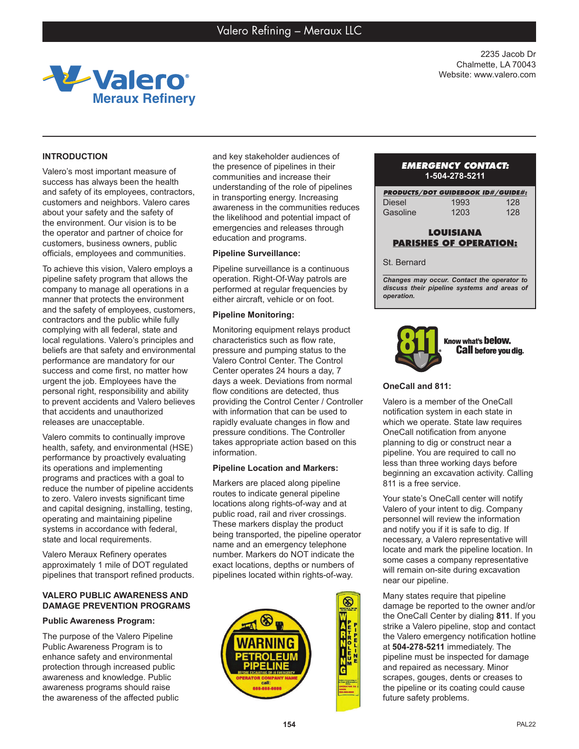# Valero Refining – Meraux LLC

**Valero Meraux Refinery**

2235 Jacob Dr
Chalmette, LA 70043
Website: www.valero.com

## INTRODUCTION

Valero's most important measure of success has always been the health and safety of its employees, contractors, customers and neighbors. Valero cares about your safety and the safety of the environment. Our vision is to be the operator and partner of choice for customers, business owners, public officials, employees and communities.

To achieve this vision, Valero employs a pipeline safety program that allows the company to manage all operations in a manner that protects the environment and the safety of employees, customers, contractors and the public while fully complying with all federal, state and local regulations. Valero's principles and beliefs are that safety and environmental performance are mandatory for our success and come first, no matter how urgent the job. Employees have the personal right, responsibility and ability to prevent accidents and Valero believes that accidents and unauthorized releases are unacceptable.

Valero commits to continually improve health, safety, and environmental (HSE) performance by proactively evaluating its operations and implementing programs and practices with a goal to reduce the number of pipeline accidents to zero. Valero invests significant time and capital designing, installing, testing, operating and maintaining pipeline systems in accordance with federal, state and local requirements.

Valero Meraux Refinery operates approximately 1 mile of DOT regulated pipelines that transport refined products.

## VALERO PUBLIC AWARENESS AND DAMAGE PREVENTION PROGRAMS

### Public Awareness Program:

The purpose of the Valero Pipeline Public Awareness Program is to enhance safety and environmental protection through increased public awareness and knowledge. Public awareness programs should raise the awareness of the affected public and key stakeholder audiences of the presence of pipelines in their communities and increase their understanding of the role of pipelines in transporting energy. Increasing awareness in the communities reduces the likelihood and potential impact of emergencies and releases through education and programs.

### Pipeline Surveillance:

Pipeline surveillance is a continuous operation. Right-Of-Way patrols are performed at regular frequencies by either aircraft, vehicle or on foot.

### Pipeline Monitoring:

Monitoring equipment relays product characteristics such as flow rate, pressure and pumping status to the Valero Control Center. The Control Center operates 24 hours a day, 7 days a week. Deviations from normal flow conditions are detected, thus providing the Control Center / Controller with information that can be used to rapidly evaluate changes in flow and pressure conditions. The Controller takes appropriate action based on this information.

### Pipeline Location and Markers:

Markers are placed along pipeline routes to indicate general pipeline locations along rights-of-way and at public road, rail and river crossings. These markers display the product being transported, the pipeline operator name and an emergency telephone number. Markers do NOT indicate the exact locations, depths or numbers of pipelines located within rights-of-way.

**EMERGENCY CONTACT:**
**1-504-278-5211**

| PRODUCTS/DOT GUIDEBOOK ID#/GUIDE#: | | |
|---|---|---|
| Diesel | 1993 | 128 |
| Gasoline | 1203 | 128 |

**LOUISIANA PARISHES OF OPERATION:**

St. Bernard

*Changes may occur. Contact the operator to discuss their pipeline systems and areas of operation.*

811 Know what's below. Call before you dig.

### OneCall and 811:

Valero is a member of the OneCall notification system in each state in which we operate. State law requires OneCall notification from anyone planning to dig or construct near a pipeline. You are required to call no less than three working days before beginning an excavation activity. Calling 811 is a free service.

Your state's OneCall center will notify Valero of your intent to dig. Company personnel will review the information and notify you if it is safe to dig. If necessary, a Valero representative will locate and mark the pipeline location. In some cases a company representative will remain on-site during excavation near our pipeline.

Many states require that pipeline damage be reported to the owner and/or the OneCall Center by dialing **811**. If you strike a Valero pipeline, stop and contact the Valero emergency notification hotline at **504-278-5211** immediately. The pipeline must be inspected for damage and repaired as necessary. Minor scrapes, gouges, dents or creases to the pipeline or its coating could cause future safety problems.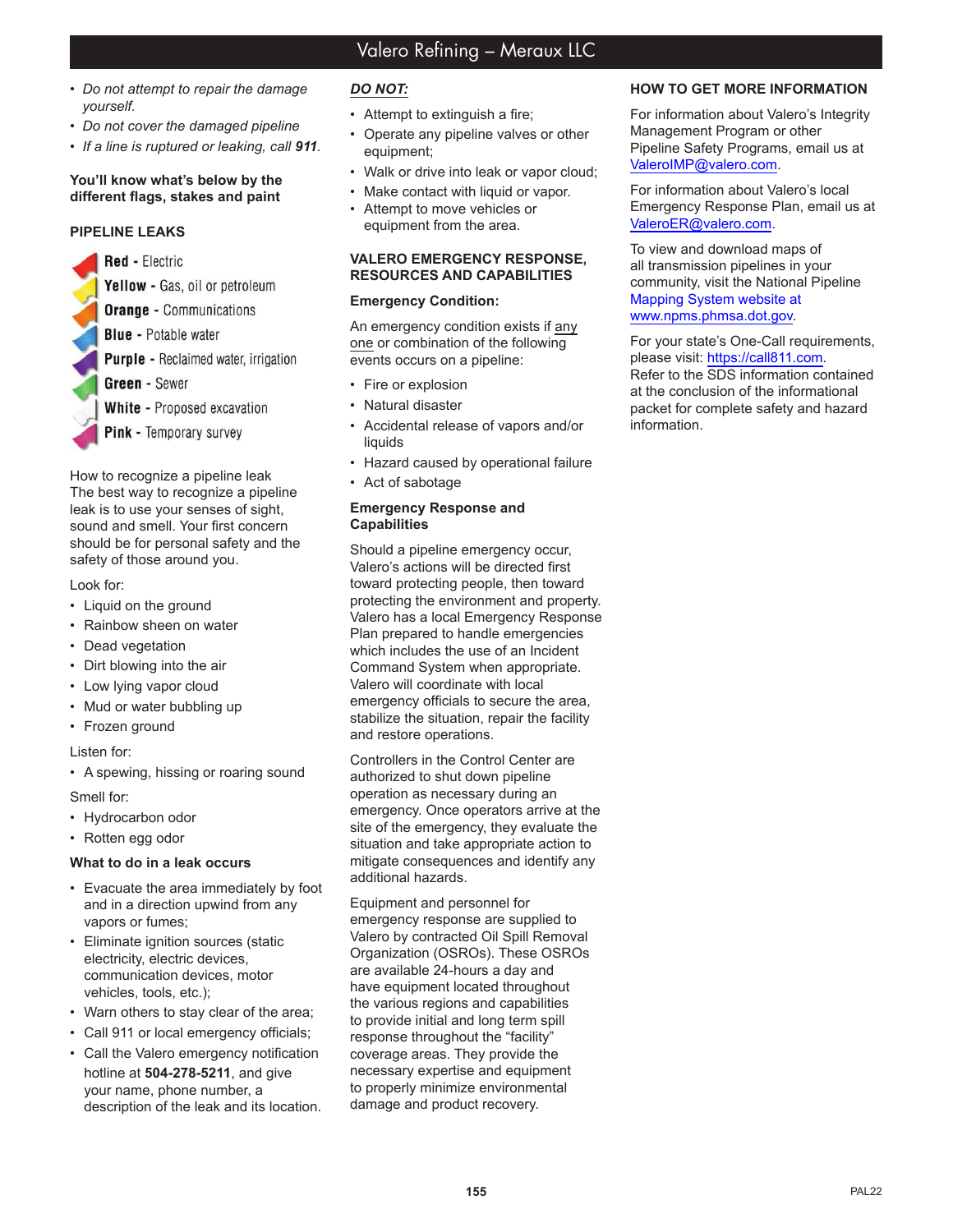- *Do not attempt to repair the damage yourself.*
- *Do not cover the damaged pipeline*
- *If a line is ruptured or leaking, call **911**.*

**You'll know what's below by the different flags, stakes and paint**

## PIPELINE LEAKS

- **Red** - Electric
- **Yellow** - Gas, oil or petroleum
- **Orange** - Communications
- **Blue** - Potable water
- **Purple** - Reclaimed water, irrigation
- **Green** - Sewer
- **White** - Proposed excavation
- **Pink** - Temporary survey

How to recognize a pipeline leak
The best way to recognize a pipeline leak is to use your senses of sight, sound and smell. Your first concern should be for personal safety and the safety of those around you.

Look for:

- Liquid on the ground
- Rainbow sheen on water
- Dead vegetation
- Dirt blowing into the air
- Low lying vapor cloud
- Mud or water bubbling up
- Frozen ground

Listen for:

- A spewing, hissing or roaring sound

Smell for:

- Hydrocarbon odor
- Rotten egg odor

**What to do in a leak occurs**

- Evacuate the area immediately by foot and in a direction upwind from any vapors or fumes;
- Eliminate ignition sources (static electricity, electric devices, communication devices, motor vehicles, tools, etc.);
- Warn others to stay clear of the area;
- Call 911 or local emergency officials;
- Call the Valero emergency notification hotline at **504-278-5211**, and give your name, phone number, a description of the leak and its location.

***DO NOT:***

- Attempt to extinguish a fire;
- Operate any pipeline valves or other equipment;
- Walk or drive into leak or vapor cloud;
- Make contact with liquid or vapor.
- Attempt to move vehicles or equipment from the area.

## VALERO EMERGENCY RESPONSE, RESOURCES AND CAPABILITIES

**Emergency Condition:**

An emergency condition exists if any one or combination of the following events occurs on a pipeline:

- Fire or explosion
- Natural disaster
- Accidental release of vapors and/or liquids
- Hazard caused by operational failure
- Act of sabotage

**Emergency Response and Capabilities**

Should a pipeline emergency occur, Valero's actions will be directed first toward protecting people, then toward protecting the environment and property. Valero has a local Emergency Response Plan prepared to handle emergencies which includes the use of an Incident Command System when appropriate. Valero will coordinate with local emergency officials to secure the area, stabilize the situation, repair the facility and restore operations.

Controllers in the Control Center are authorized to shut down pipeline operation as necessary during an emergency. Once operators arrive at the site of the emergency, they evaluate the situation and take appropriate action to mitigate consequences and identify any additional hazards.

Equipment and personnel for emergency response are supplied to Valero by contracted Oil Spill Removal Organization (OSROs). These OSROs are available 24-hours a day and have equipment located throughout the various regions and capabilities to provide initial and long term spill response throughout the "facility" coverage areas. They provide the necessary expertise and equipment to properly minimize environmental damage and product recovery.

## HOW TO GET MORE INFORMATION

For information about Valero's Integrity Management Program or other Pipeline Safety Programs, email us at ValeroIMP@valero.com.

For information about Valero's local Emergency Response Plan, email us at ValeroER@valero.com.

To view and download maps of all transmission pipelines in your community, visit the National Pipeline Mapping System website at www.npms.phmsa.dot.gov.

For your state's One-Call requirements, please visit: https://call811.com.
Refer to the SDS information contained at the conclusion of the informational packet for complete safety and hazard information.